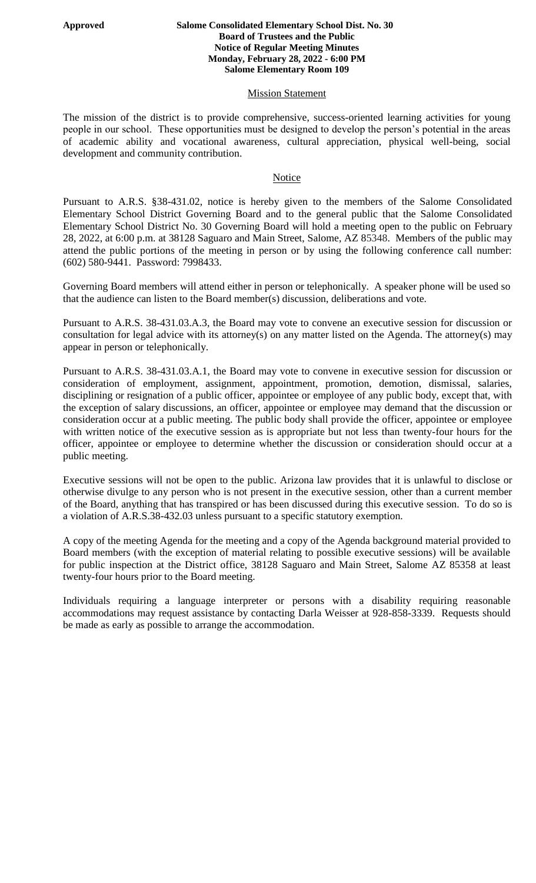**Approved**

**Salome Consolidated Elementary School Dist. No. 30**
**Board of Trustees and the Public**
**Notice of Regular Meeting Minutes**
**Monday, February 28, 2022 - 6:00 PM**
**Salome Elementary Room 109**

## Mission Statement

The mission of the district is to provide comprehensive, success-oriented learning activities for young people in our school. These opportunities must be designed to develop the person's potential in the areas of academic ability and vocational awareness, cultural appreciation, physical well-being, social development and community contribution.

## Notice

Pursuant to A.R.S. §38-431.02, notice is hereby given to the members of the Salome Consolidated Elementary School District Governing Board and to the general public that the Salome Consolidated Elementary School District No. 30 Governing Board will hold a meeting open to the public on February 28, 2022, at 6:00 p.m. at 38128 Saguaro and Main Street, Salome, AZ 85348. Members of the public may attend the public portions of the meeting in person or by using the following conference call number: (602) 580-9441. Password: 7998433.

Governing Board members will attend either in person or telephonically. A speaker phone will be used so that the audience can listen to the Board member(s) discussion, deliberations and vote.

Pursuant to A.R.S. 38-431.03.A.3, the Board may vote to convene an executive session for discussion or consultation for legal advice with its attorney(s) on any matter listed on the Agenda. The attorney(s) may appear in person or telephonically.

Pursuant to A.R.S. 38-431.03.A.1, the Board may vote to convene in executive session for discussion or consideration of employment, assignment, appointment, promotion, demotion, dismissal, salaries, disciplining or resignation of a public officer, appointee or employee of any public body, except that, with the exception of salary discussions, an officer, appointee or employee may demand that the discussion or consideration occur at a public meeting. The public body shall provide the officer, appointee or employee with written notice of the executive session as is appropriate but not less than twenty-four hours for the officer, appointee or employee to determine whether the discussion or consideration should occur at a public meeting.

Executive sessions will not be open to the public. Arizona law provides that it is unlawful to disclose or otherwise divulge to any person who is not present in the executive session, other than a current member of the Board, anything that has transpired or has been discussed during this executive session. To do so is a violation of A.R.S.38-432.03 unless pursuant to a specific statutory exemption.

A copy of the meeting Agenda for the meeting and a copy of the Agenda background material provided to Board members (with the exception of material relating to possible executive sessions) will be available for public inspection at the District office, 38128 Saguaro and Main Street, Salome AZ 85358 at least twenty-four hours prior to the Board meeting.

Individuals requiring a language interpreter or persons with a disability requiring reasonable accommodations may request assistance by contacting Darla Weisser at 928-858-3339. Requests should be made as early as possible to arrange the accommodation.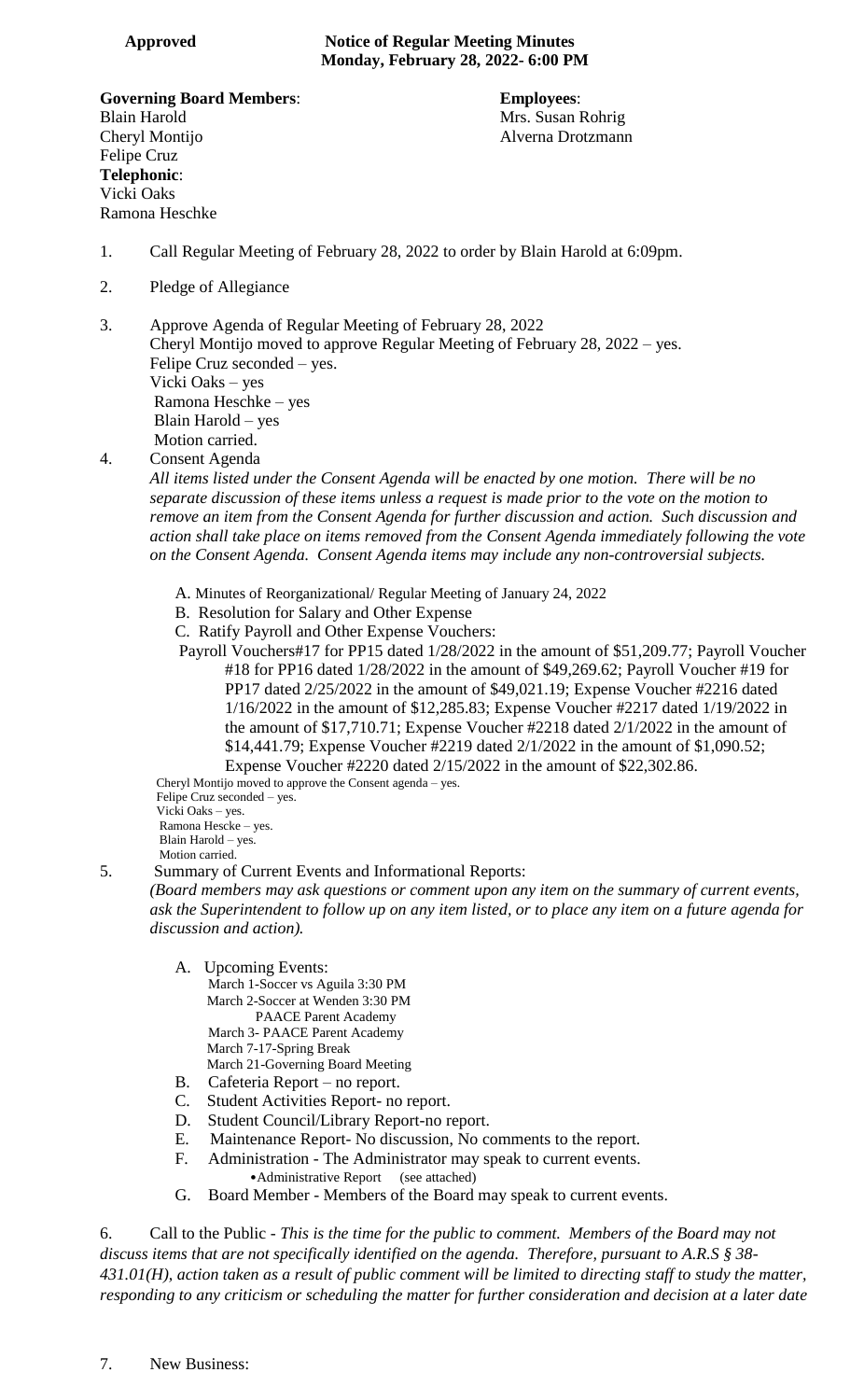**Approved** **Notice of Regular Meeting Minutes**
**Monday, February 28, 2022- 6:00 PM**

**Governing Board Members**:
Blain Harold
Cheryl Montijo
Felipe Cruz
**Telephonic**:
Vicki Oaks
Ramona Heschke

**Employees**:
Mrs. Susan Rohrig
Alverna Drotzmann

1. Call Regular Meeting of February 28, 2022 to order by Blain Harold at 6:09pm.

2. Pledge of Allegiance

3. Approve Agenda of Regular Meeting of February 28, 2022
   Cheryl Montijo moved to approve Regular Meeting of February 28, 2022 – yes.
   Felipe Cruz seconded – yes.
   Vicki Oaks – yes
   Ramona Heschke – yes
   Blain Harold – yes
   Motion carried.

4. Consent Agenda
   *All items listed under the Consent Agenda will be enacted by one motion. There will be no separate discussion of these items unless a request is made prior to the vote on the motion to remove an item from the Consent Agenda for further discussion and action. Such discussion and action shall take place on items removed from the Consent Agenda immediately following the vote on the Consent Agenda. Consent Agenda items may include any non-controversial subjects.*

   A. Minutes of Reorganizational/ Regular Meeting of January 24, 2022
   B. Resolution for Salary and Other Expense
   C. Ratify Payroll and Other Expense Vouchers:
   Payroll Vouchers#17 for PP15 dated 1/28/2022 in the amount of $51,209.77; Payroll Voucher #18 for PP16 dated 1/28/2022 in the amount of $49,269.62; Payroll Voucher #19 for PP17 dated 2/25/2022 in the amount of $49,021.19; Expense Voucher #2216 dated 1/16/2022 in the amount of $12,285.83; Expense Voucher #2217 dated 1/19/2022 in the amount of $17,710.71; Expense Voucher #2218 dated 2/1/2022 in the amount of $14,441.79; Expense Voucher #2219 dated 2/1/2022 in the amount of $1,090.52; Expense Voucher #2220 dated 2/15/2022 in the amount of $22,302.86.

   Cheryl Montijo moved to approve the Consent agenda – yes.
   Felipe Cruz seconded – yes.
   Vicki Oaks – yes.
   Ramona Hescke – yes.
   Blain Harold – yes.
   Motion carried.

5. Summary of Current Events and Informational Reports:
   *(Board members may ask questions or comment upon any item on the summary of current events, ask the Superintendent to follow up on any item listed, or to place any item on a future agenda for discussion and action).*

   A. Upcoming Events:
      March 1-Soccer vs Aguila 3:30 PM
      March 2-Soccer at Wenden 3:30 PM
      PAACE Parent Academy
      March 3- PAACE Parent Academy
      March 7-17-Spring Break
      March 21-Governing Board Meeting
   B. Cafeteria Report – no report.
   C. Student Activities Report- no report.
   D. Student Council/Library Report-no report.
   E. Maintenance Report- No discussion, No comments to the report.
   F. Administration - The Administrator may speak to current events.
      - Administrative Report (see attached)
   G. Board Member - Members of the Board may speak to current events.

6. Call to the Public - *This is the time for the public to comment. Members of the Board may not discuss items that are not specifically identified on the agenda. Therefore, pursuant to A.R.S § 38-431.01(H), action taken as a result of public comment will be limited to directing staff to study the matter, responding to any criticism or scheduling the matter for further consideration and decision at a later date*

7. New Business: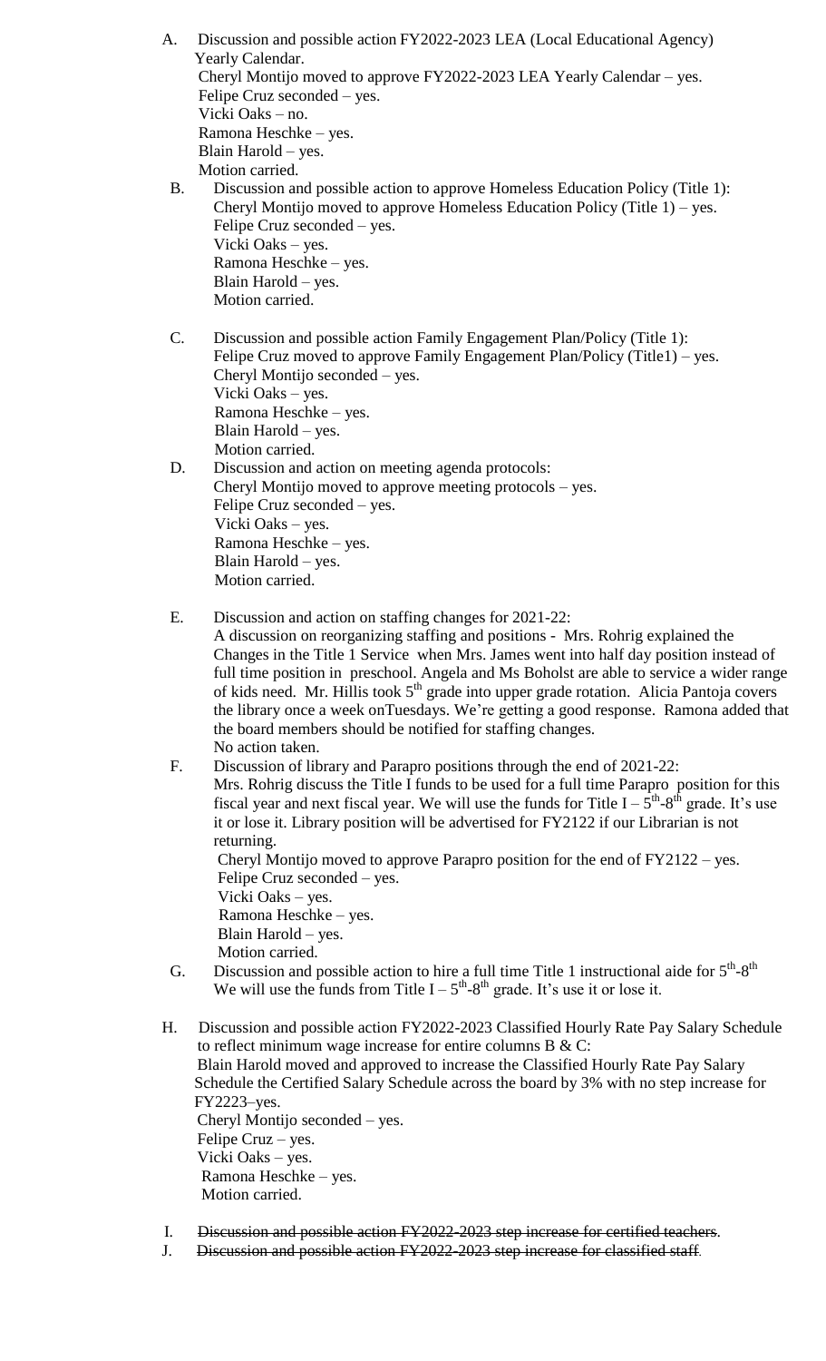A. Discussion and possible action FY2022-2023 LEA (Local Educational Agency) Yearly Calendar.
   Cheryl Montijo moved to approve FY2022-2023 LEA Yearly Calendar – yes.
   Felipe Cruz seconded – yes.
   Vicki Oaks – no.
   Ramona Heschke – yes.
   Blain Harold – yes.
   Motion carried.

B. Discussion and possible action to approve Homeless Education Policy (Title 1):
   Cheryl Montijo moved to approve Homeless Education Policy (Title 1) – yes.
   Felipe Cruz seconded – yes.
   Vicki Oaks – yes.
   Ramona Heschke – yes.
   Blain Harold – yes.
   Motion carried.

C. Discussion and possible action Family Engagement Plan/Policy (Title 1):
   Felipe Cruz moved to approve Family Engagement Plan/Policy (Title1) – yes.
   Cheryl Montijo seconded – yes.
   Vicki Oaks – yes.
   Ramona Heschke – yes.
   Blain Harold – yes.
   Motion carried.

D. Discussion and action on meeting agenda protocols:
   Cheryl Montijo moved to approve meeting protocols – yes.
   Felipe Cruz seconded – yes.
   Vicki Oaks – yes.
   Ramona Heschke – yes.
   Blain Harold – yes.
   Motion carried.

E. Discussion and action on staffing changes for 2021-22:
   A discussion on reorganizing staffing and positions - Mrs. Rohrig explained the Changes in the Title 1 Service when Mrs. James went into half day position instead of full time position in preschool. Angela and Ms Boholst are able to service a wider range of kids need. Mr. Hillis took 5th grade into upper grade rotation. Alicia Pantoja covers the library once a week onTuesdays. We're getting a good response. Ramona added that the board members should be notified for staffing changes.
   No action taken.

F. Discussion of library and Parapro positions through the end of 2021-22:
   Mrs. Rohrig discuss the Title I funds to be used for a full time Parapro position for this fiscal year and next fiscal year. We will use the funds for Title I – 5th-8th grade. It's use it or lose it. Library position will be advertised for FY2122 if our Librarian is not returning.
   Cheryl Montijo moved to approve Parapro position for the end of FY2122 – yes.
   Felipe Cruz seconded – yes.
   Vicki Oaks – yes.
   Ramona Heschke – yes.
   Blain Harold – yes.
   Motion carried.

G. Discussion and possible action to hire a full time Title 1 instructional aide for 5th-8th
   We will use the funds from Title I – 5th-8th grade. It's use it or lose it.

H. Discussion and possible action FY2022-2023 Classified Hourly Rate Pay Salary Schedule to reflect minimum wage increase for entire columns B & C:
   Blain Harold moved and approved to increase the Classified Hourly Rate Pay Salary Schedule the Certified Salary Schedule across the board by 3% with no step increase for FY2223–yes.
   Cheryl Montijo seconded – yes.
   Felipe Cruz – yes.
   Vicki Oaks – yes.
   Ramona Heschke – yes.
   Motion carried.

I. ~~Discussion and possible action FY2022-2023 step increase for certified teachers.~~

J. ~~Discussion and possible action FY2022-2023 step increase for classified staff.~~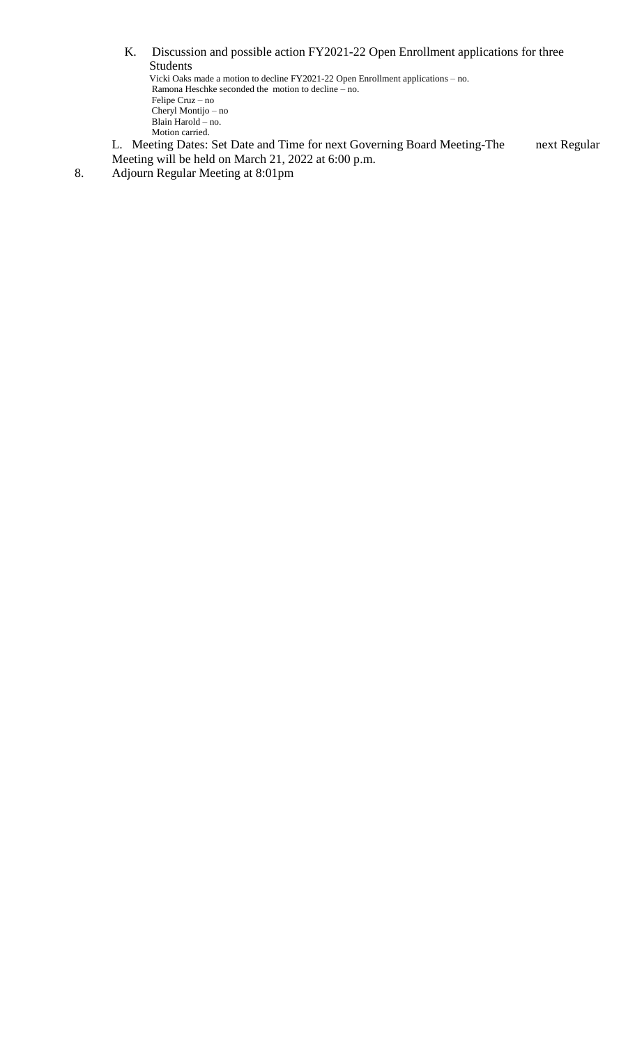K. Discussion and possible action FY2021-22 Open Enrollment applications for three Students

Vicki Oaks made a motion to decline FY2021-22 Open Enrollment applications – no.
Ramona Heschke seconded the motion to decline – no.
Felipe Cruz – no
Cheryl Montijo – no
Blain Harold – no.
Motion carried.

L. Meeting Dates: Set Date and Time for next Governing Board Meeting-The next Regular Meeting will be held on March 21, 2022 at 6:00 p.m.

8. Adjourn Regular Meeting at 8:01pm